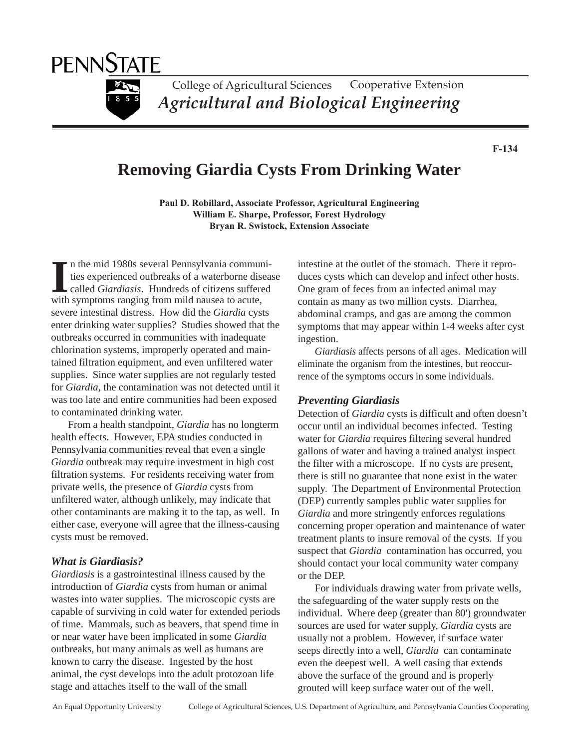PENNSTATE

College of Agricultural Sciences Cooperative Extension

*Agricultural and Biological Engineering*

**F-134**

# Removing Giardia Cysts From Drinking Water

**Paul D. Robillard, Associate Professor, Agricultural Engineering**
**William E. Sharpe, Professor, Forest Hydrology**
**Bryan R. Swistock, Extension Associate**

In the mid 1980s several Pennsylvania communities experienced outbreaks of a waterborne disease called *Giardiasis*. Hundreds of citizens suffered with symptoms ranging from mild nausea to acute, severe intestinal distress. How did the *Giardia* cysts enter drinking water supplies? Studies showed that the outbreaks occurred in communities with inadequate chlorination systems, improperly operated and maintained filtration equipment, and even unfiltered water supplies. Since water supplies are not regularly tested for *Giardia*, the contamination was not detected until it was too late and entire communities had been exposed to contaminated drinking water.

From a health standpoint, *Giardia* has no longterm health effects. However, EPA studies conducted in Pennsylvania communities reveal that even a single *Giardia* outbreak may require investment in high cost filtration systems. For residents receiving water from private wells, the presence of *Giardia* cysts from unfiltered water, although unlikely, may indicate that other contaminants are making it to the tap, as well. In either case, everyone will agree that the illness-causing cysts must be removed.

### *What is Giardiasis?*

*Giardiasis* is a gastrointestinal illness caused by the introduction of *Giardia* cysts from human or animal wastes into water supplies. The microscopic cysts are capable of surviving in cold water for extended periods of time. Mammals, such as beavers, that spend time in or near water have been implicated in some *Giardia* outbreaks, but many animals as well as humans are known to carry the disease. Ingested by the host animal, the cyst develops into the adult protozoan life stage and attaches itself to the wall of the small intestine at the outlet of the stomach. There it reproduces cysts which can develop and infect other hosts. One gram of feces from an infected animal may contain as many as two million cysts. Diarrhea, abdominal cramps, and gas are among the common symptoms that may appear within 1-4 weeks after cyst ingestion.

*Giardiasis* affects persons of all ages. Medication will eliminate the organism from the intestines, but reoccurrence of the symptoms occurs in some individuals.

### *Preventing Giardiasis*

Detection of *Giardia* cysts is difficult and often doesn't occur until an individual becomes infected. Testing water for *Giardia* requires filtering several hundred gallons of water and having a trained analyst inspect the filter with a microscope. If no cysts are present, there is still no guarantee that none exist in the water supply. The Department of Environmental Protection (DEP) currently samples public water supplies for *Giardia* and more stringently enforces regulations concerning proper operation and maintenance of water treatment plants to insure removal of the cysts. If you suspect that *Giardia* contamination has occurred, you should contact your local community water company or the DEP.

For individuals drawing water from private wells, the safeguarding of the water supply rests on the individual. Where deep (greater than 80') groundwater sources are used for water supply, *Giardia* cysts are usually not a problem. However, if surface water seeps directly into a well, *Giardia* can contaminate even the deepest well. A well casing that extends above the surface of the ground and is properly grouted will keep surface water out of the well.

An Equal Opportunity University College of Agricultural Sciences, U.S. Department of Agriculture, and Pennsylvania Counties Cooperating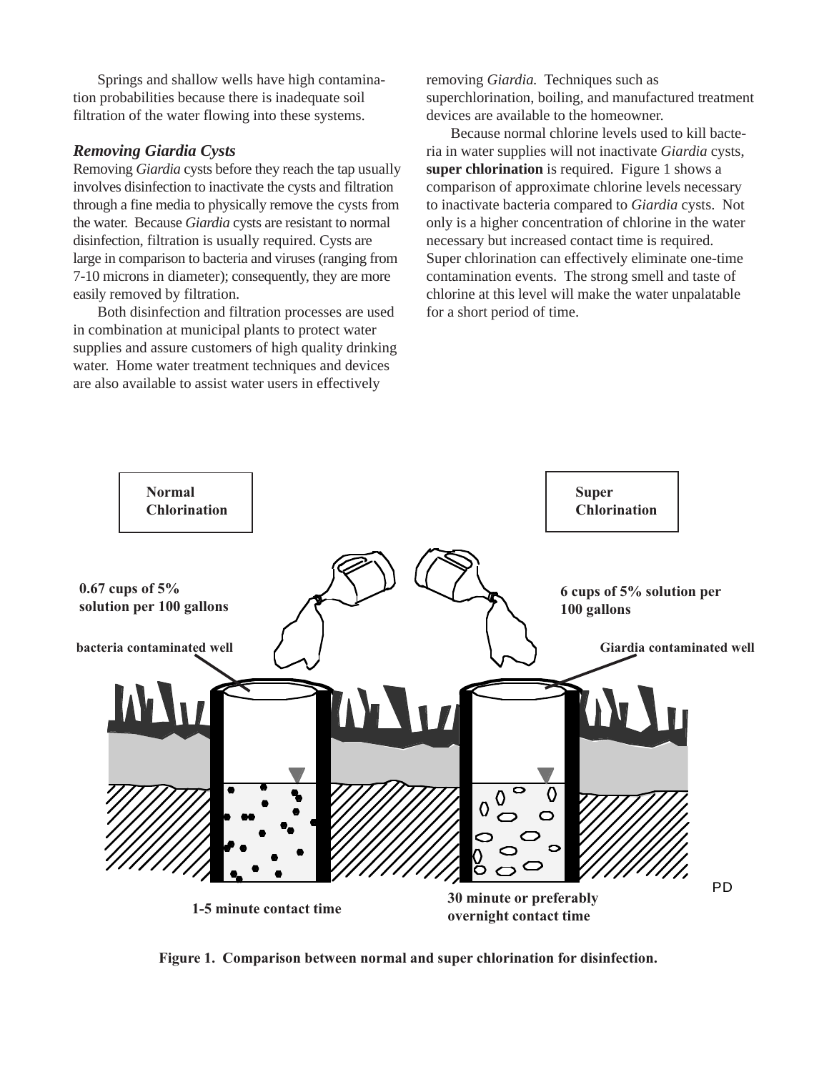Springs and shallow wells have high contamination probabilities because there is inadequate soil filtration of the water flowing into these systems.

### *Removing Giardia Cysts*

Removing *Giardia* cysts before they reach the tap usually involves disinfection to inactivate the cysts and filtration through a fine media to physically remove the cysts from the water. Because *Giardia* cysts are resistant to normal disinfection, filtration is usually required. Cysts are large in comparison to bacteria and viruses (ranging from 7-10 microns in diameter); consequently, they are more easily removed by filtration.

Both disinfection and filtration processes are used in combination at municipal plants to protect water supplies and assure customers of high quality drinking water. Home water treatment techniques and devices are also available to assist water users in effectively removing *Giardia.* Techniques such as superchlorination, boiling, and manufactured treatment devices are available to the homeowner.

Because normal chlorine levels used to kill bacteria in water supplies will not inactivate *Giardia* cysts, **super chlorination** is required. Figure 1 shows a comparison of approximate chlorine levels necessary to inactivate bacteria compared to *Giardia* cysts. Not only is a higher concentration of chlorine in the water necessary but increased contact time is required. Super chlorination can effectively eliminate one-time contamination events. The strong smell and taste of chlorine at this level will make the water unpalatable for a short period of time.

**Normal Chlorination**

**0.67 cups of 5% solution per 100 gallons**

**bacteria contaminated well**

**1-5 minute contact time**

**Super Chlorination**

**6 cups of 5% solution per 100 gallons**

**Giardia contaminated well**

**30 minute or preferably overnight contact time**

PD

**Figure 1. Comparison between normal and super chlorination for disinfection.**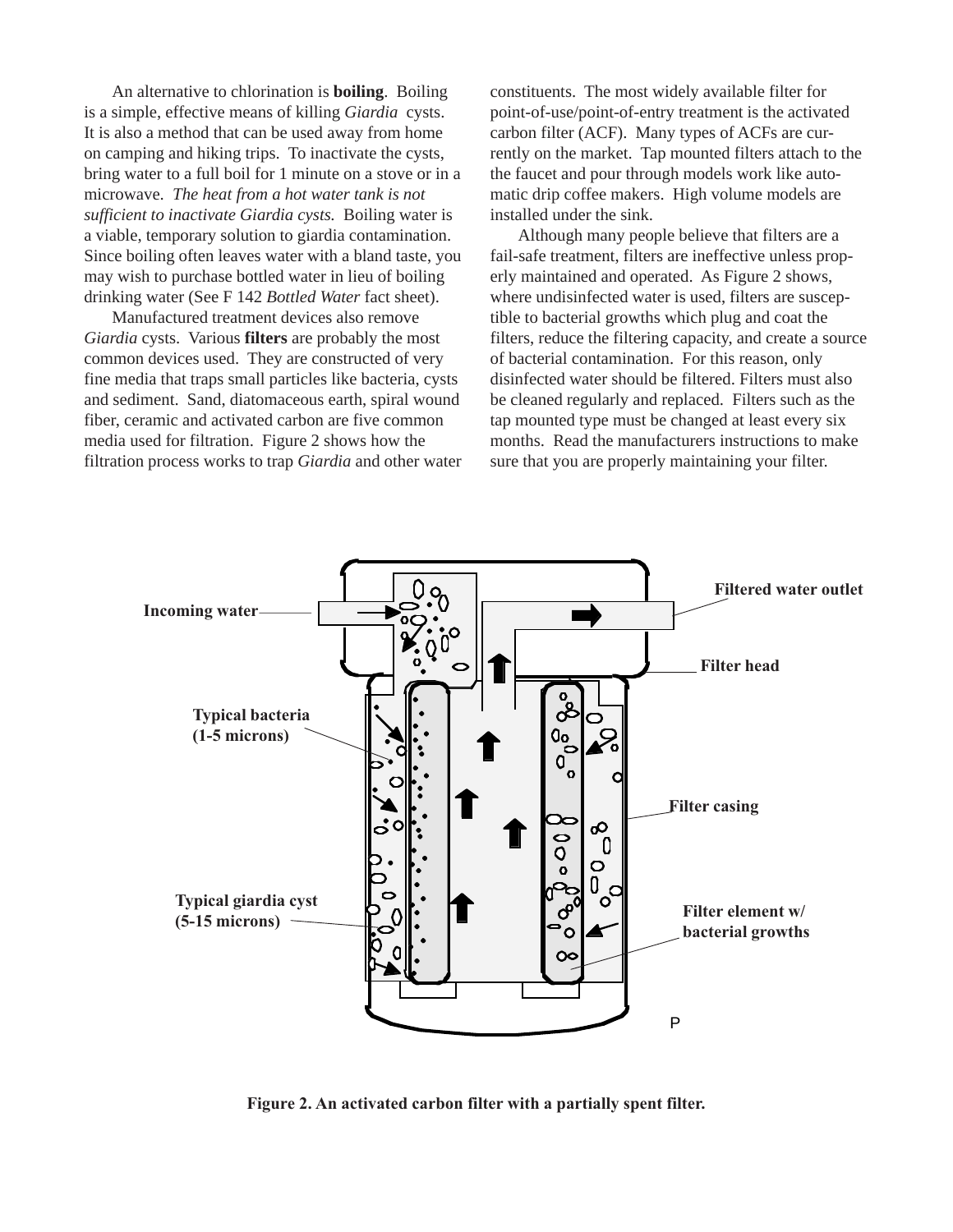An alternative to chlorination is **boiling**. Boiling is a simple, effective means of killing *Giardia* cysts. It is also a method that can be used away from home on camping and hiking trips. To inactivate the cysts, bring water to a full boil for 1 minute on a stove or in a microwave. *The heat from a hot water tank is not sufficient to inactivate Giardia cysts.* Boiling water is a viable, temporary solution to giardia contamination. Since boiling often leaves water with a bland taste, you may wish to purchase bottled water in lieu of boiling drinking water (See F 142 *Bottled Water* fact sheet).

Manufactured treatment devices also remove *Giardia* cysts. Various **filters** are probably the most common devices used. They are constructed of very fine media that traps small particles like bacteria, cysts and sediment. Sand, diatomaceous earth, spiral wound fiber, ceramic and activated carbon are five common media used for filtration. Figure 2 shows how the filtration process works to trap *Giardia* and other water constituents. The most widely available filter for point-of-use/point-of-entry treatment is the activated carbon filter (ACF). Many types of ACFs are currently on the market. Tap mounted filters attach to the the faucet and pour through models work like automatic drip coffee makers. High volume models are installed under the sink.

Although many people believe that filters are a fail-safe treatment, filters are ineffective unless properly maintained and operated. As Figure 2 shows, where undisinfected water is used, filters are susceptible to bacterial growths which plug and coat the filters, reduce the filtering capacity, and create a source of bacterial contamination. For this reason, only disinfected water should be filtered. Filters must also be cleaned regularly and replaced. Filters such as the tap mounted type must be changed at least every six months. Read the manufacturers instructions to make sure that you are properly maintaining your filter.

Incoming water

Filtered water outlet

Filter head

Typical bacteria (1-5 microns)

Filter casing

Typical giardia cyst (5-15 microns)

Filter element w/ bacterial growths

**Figure 2. An activated carbon filter with a partially spent filter.**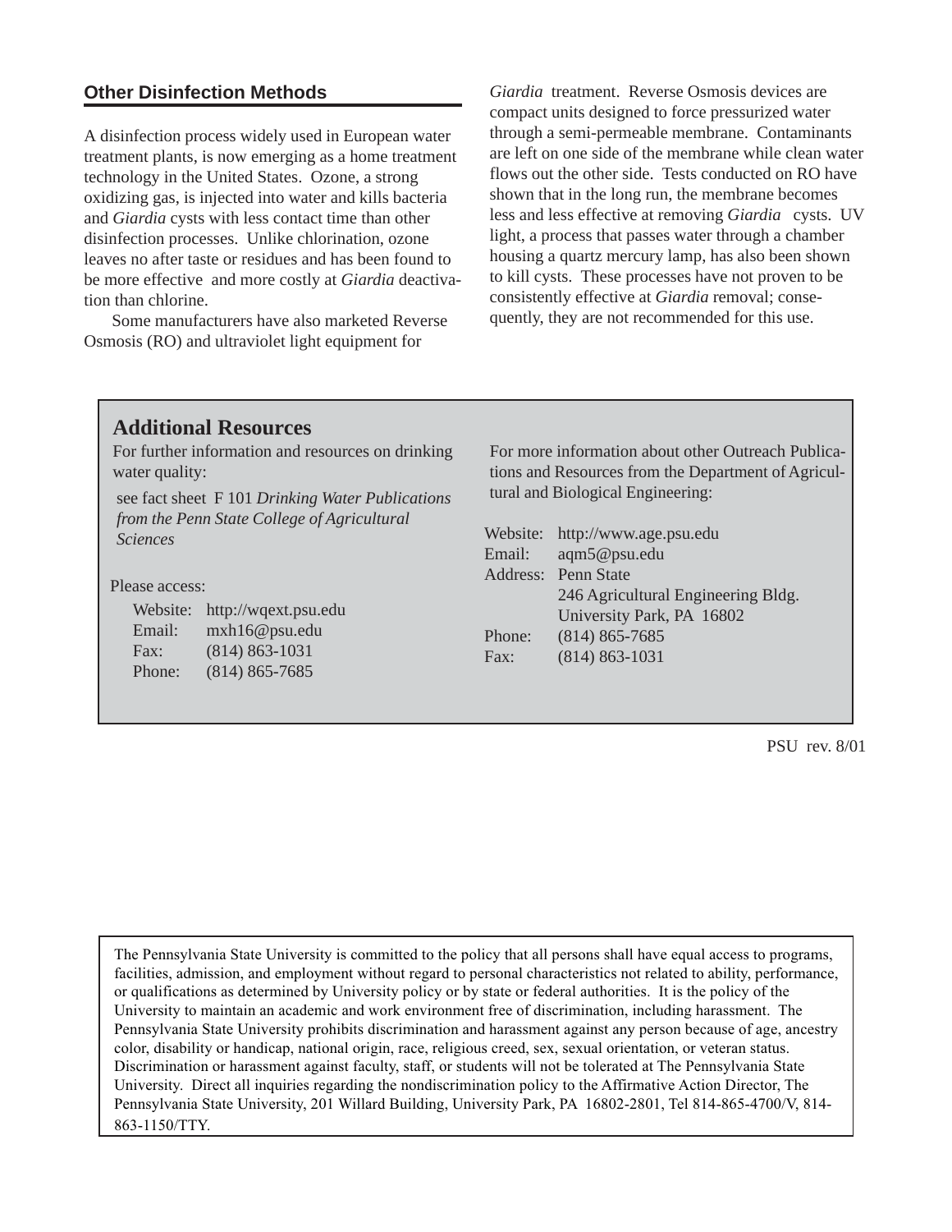## Other Disinfection Methods

A disinfection process widely used in European water treatment plants, is now emerging as a home treatment technology in the United States. Ozone, a strong oxidizing gas, is injected into water and kills bacteria and *Giardia* cysts with less contact time than other disinfection processes. Unlike chlorination, ozone leaves no after taste or residues and has been found to be more effective and more costly at *Giardia* deactivation than chlorine.

Some manufacturers have also marketed Reverse Osmosis (RO) and ultraviolet light equipment for *Giardia* treatment. Reverse Osmosis devices are compact units designed to force pressurized water through a semi-permeable membrane. Contaminants are left on one side of the membrane while clean water flows out the other side. Tests conducted on RO have shown that in the long run, the membrane becomes less and less effective at removing *Giardia* cysts. UV light, a process that passes water through a chamber housing a quartz mercury lamp, has also been shown to kill cysts. These processes have not proven to be consistently effective at *Giardia* removal; consequently, they are not recommended for this use.

## Additional Resources

For further information and resources on drinking water quality:

see fact sheet F 101 *Drinking Water Publications from the Penn State College of Agricultural Sciences*

Please access:

Website: http://wqext.psu.edu
Email: mxh16@psu.edu
Fax: (814) 863-1031
Phone: (814) 865-7685

For more information about other Outreach Publications and Resources from the Department of Agricultural and Biological Engineering:

Website: http://www.age.psu.edu
Email: aqm5@psu.edu
Address: Penn State
246 Agricultural Engineering Bldg.
University Park, PA 16802
Phone: (814) 865-7685
Fax: (814) 863-1031

PSU rev. 8/01

The Pennsylvania State University is committed to the policy that all persons shall have equal access to programs, facilities, admission, and employment without regard to personal characteristics not related to ability, performance, or qualifications as determined by University policy or by state or federal authorities. It is the policy of the University to maintain an academic and work environment free of discrimination, including harassment. The Pennsylvania State University prohibits discrimination and harassment against any person because of age, ancestry color, disability or handicap, national origin, race, religious creed, sex, sexual orientation, or veteran status. Discrimination or harassment against faculty, staff, or students will not be tolerated at The Pennsylvania State University. Direct all inquiries regarding the nondiscrimination policy to the Affirmative Action Director, The Pennsylvania State University, 201 Willard Building, University Park, PA 16802-2801, Tel 814-865-4700/V, 814-863-1150/TTY.